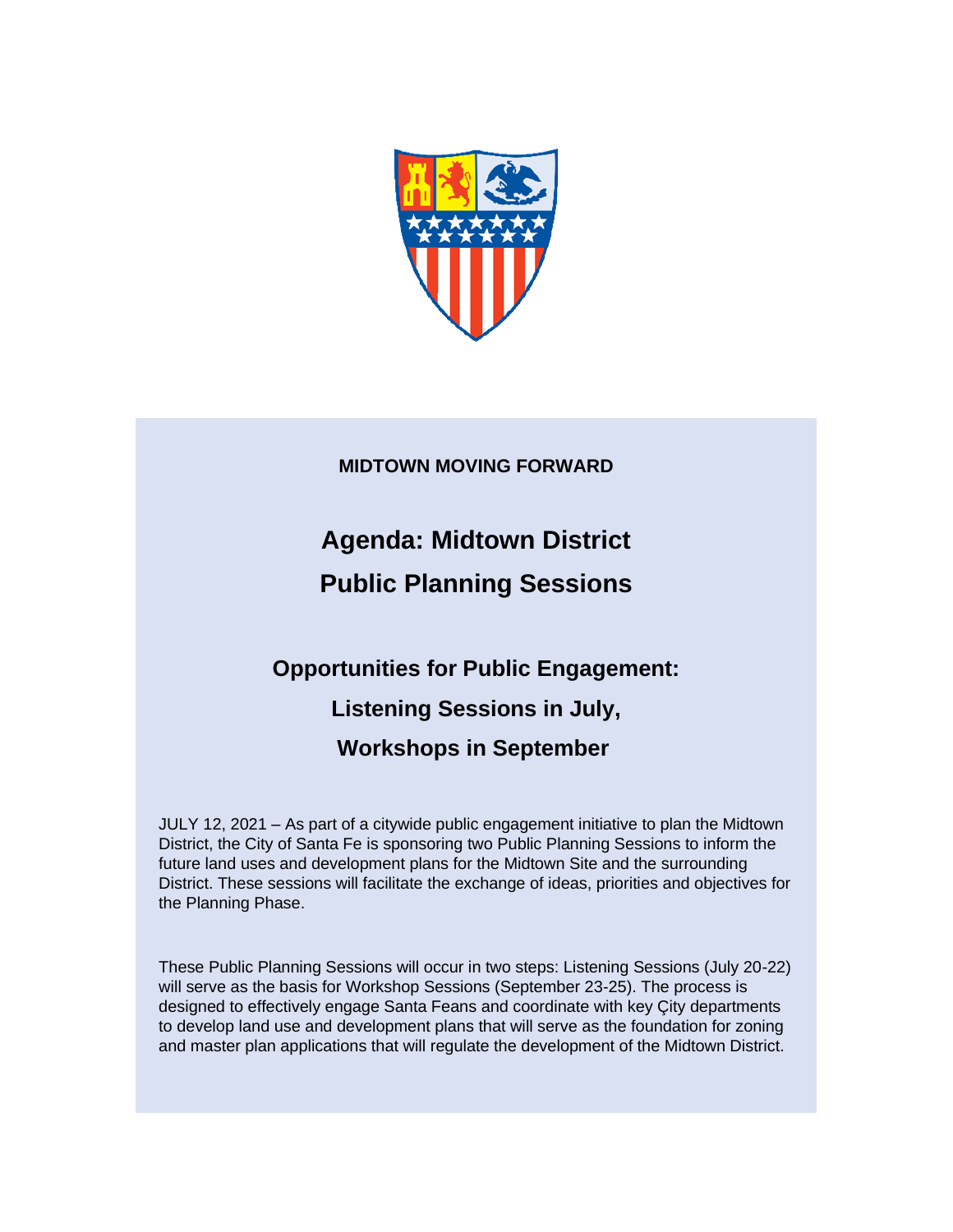**MIDTOWN MOVING FORWARD**

# Agenda: Midtown District Public Planning Sessions

## Opportunities for Public Engagement: Listening Sessions in July, Workshops in September

JULY 12, 2021 – As part of a citywide public engagement initiative to plan the Midtown District, the City of Santa Fe is sponsoring two Public Planning Sessions to inform the future land uses and development plans for the Midtown Site and the surrounding District. These sessions will facilitate the exchange of ideas, priorities and objectives for the Planning Phase.

These Public Planning Sessions will occur in two steps: Listening Sessions (July 20-22) will serve as the basis for Workshop Sessions (September 23-25). The process is designed to effectively engage Santa Feans and coordinate with key Çity departments to develop land use and development plans that will serve as the foundation for zoning and master plan applications that will regulate the development of the Midtown District.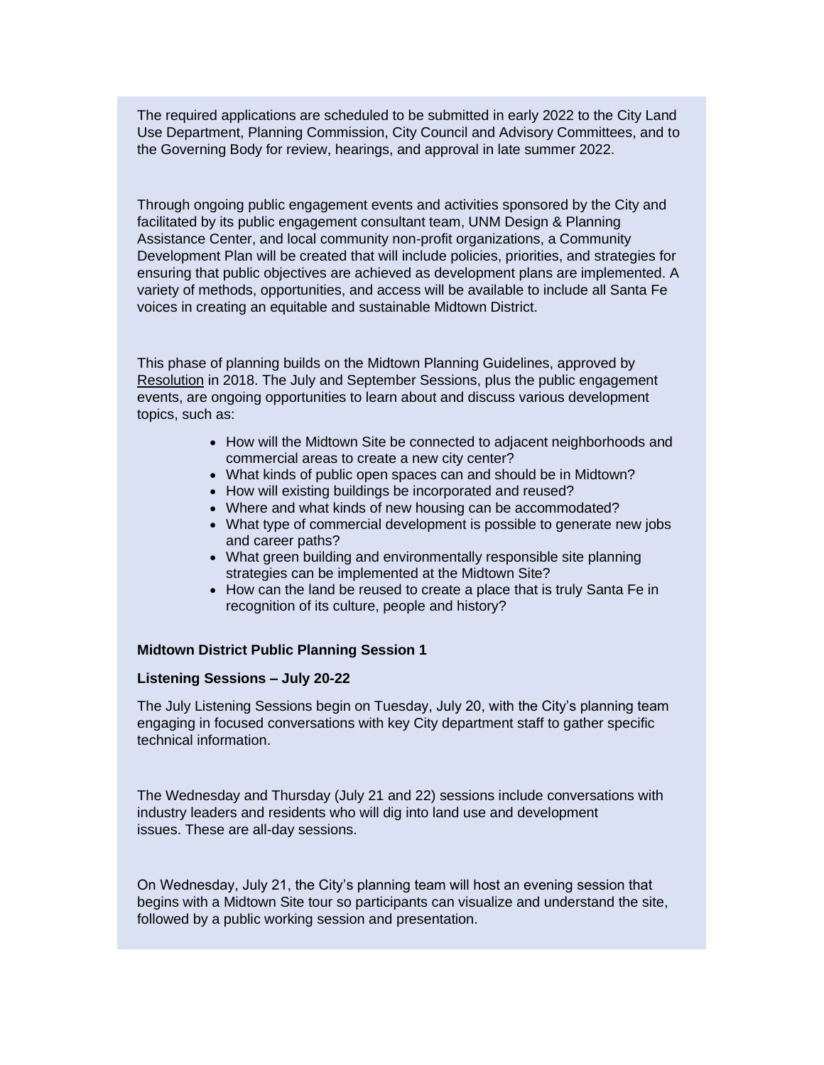The required applications are scheduled to be submitted in early 2022 to the City Land Use Department, Planning Commission, City Council and Advisory Committees, and to the Governing Body for review, hearings, and approval in late summer 2022.

Through ongoing public engagement events and activities sponsored by the City and facilitated by its public engagement consultant team, UNM Design & Planning Assistance Center, and local community non-profit organizations, a Community Development Plan will be created that will include policies, priorities, and strategies for ensuring that public objectives are achieved as development plans are implemented. A variety of methods, opportunities, and access will be available to include all Santa Fe voices in creating an equitable and sustainable Midtown District.

This phase of planning builds on the Midtown Planning Guidelines, approved by Resolution in 2018. The July and September Sessions, plus the public engagement events, are ongoing opportunities to learn about and discuss various development topics, such as:

- How will the Midtown Site be connected to adjacent neighborhoods and commercial areas to create a new city center?
- What kinds of public open spaces can and should be in Midtown?
- How will existing buildings be incorporated and reused?
- Where and what kinds of new housing can be accommodated?
- What type of commercial development is possible to generate new jobs and career paths?
- What green building and environmentally responsible site planning strategies can be implemented at the Midtown Site?
- How can the land be reused to create a place that is truly Santa Fe in recognition of its culture, people and history?

**Midtown District Public Planning Session 1**

**Listening Sessions – July 20-22**

The July Listening Sessions begin on Tuesday, July 20, with the City's planning team engaging in focused conversations with key City department staff to gather specific technical information.

The Wednesday and Thursday (July 21 and 22) sessions include conversations with industry leaders and residents who will dig into land use and development issues. These are all-day sessions.

On Wednesday, July 21, the City's planning team will host an evening session that begins with a Midtown Site tour so participants can visualize and understand the site, followed by a public working session and presentation.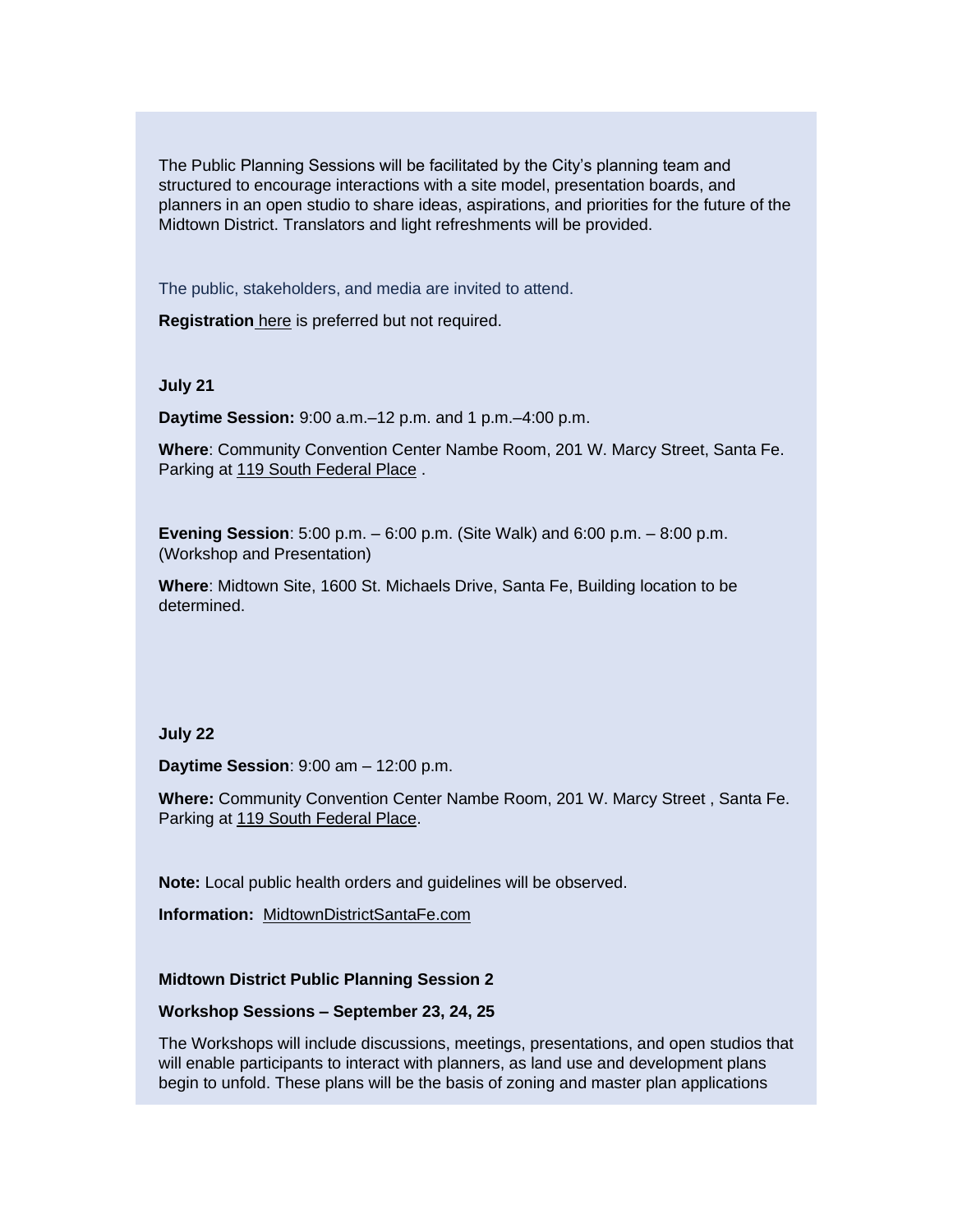The Public Planning Sessions will be facilitated by the City's planning team and structured to encourage interactions with a site model, presentation boards, and planners in an open studio to share ideas, aspirations, and priorities for the future of the Midtown District. Translators and light refreshments will be provided.

The public, stakeholders, and media are invited to attend.

**Registration** here is preferred but not required.

**July 21**

**Daytime Session:** 9:00 a.m.–12 p.m. and 1 p.m.–4:00 p.m.

**Where**: Community Convention Center Nambe Room, 201 W. Marcy Street, Santa Fe. Parking at 119 South Federal Place .

**Evening Session**: 5:00 p.m. – 6:00 p.m. (Site Walk) and 6:00 p.m. – 8:00 p.m. (Workshop and Presentation)

**Where**: Midtown Site, 1600 St. Michaels Drive, Santa Fe, Building location to be determined.

**July 22**

**Daytime Session**: 9:00 am – 12:00 p.m.

**Where:** Community Convention Center Nambe Room, 201 W. Marcy Street , Santa Fe. Parking at 119 South Federal Place.

**Note:** Local public health orders and guidelines will be observed.

**Information:** MidtownDistrictSantaFe.com

**Midtown District Public Planning Session 2**

**Workshop Sessions – September 23, 24, 25**

The Workshops will include discussions, meetings, presentations, and open studios that will enable participants to interact with planners, as land use and development plans begin to unfold. These plans will be the basis of zoning and master plan applications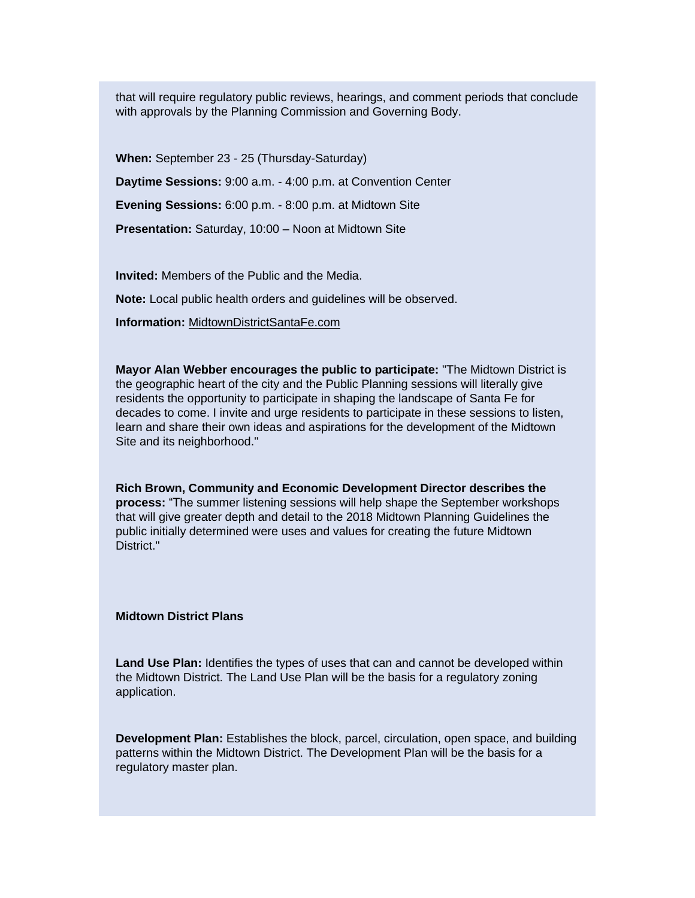that will require regulatory public reviews, hearings, and comment periods that conclude with approvals by the Planning Commission and Governing Body.

**When:** September 23 - 25 (Thursday-Saturday)

**Daytime Sessions:** 9:00 a.m. - 4:00 p.m. at Convention Center

**Evening Sessions:** 6:00 p.m. - 8:00 p.m. at Midtown Site

**Presentation:** Saturday, 10:00 – Noon at Midtown Site

**Invited:** Members of the Public and the Media.

**Note:** Local public health orders and guidelines will be observed.

**Information:** MidtownDistrictSantaFe.com

**Mayor Alan Webber encourages the public to participate:** "The Midtown District is the geographic heart of the city and the Public Planning sessions will literally give residents the opportunity to participate in shaping the landscape of Santa Fe for decades to come. I invite and urge residents to participate in these sessions to listen, learn and share their own ideas and aspirations for the development of the Midtown Site and its neighborhood."

**Rich Brown, Community and Economic Development Director describes the process:** "The summer listening sessions will help shape the September workshops that will give greater depth and detail to the 2018 Midtown Planning Guidelines the public initially determined were uses and values for creating the future Midtown District."

**Midtown District Plans**

**Land Use Plan:** Identifies the types of uses that can and cannot be developed within the Midtown District. The Land Use Plan will be the basis for a regulatory zoning application.

**Development Plan:** Establishes the block, parcel, circulation, open space, and building patterns within the Midtown District. The Development Plan will be the basis for a regulatory master plan.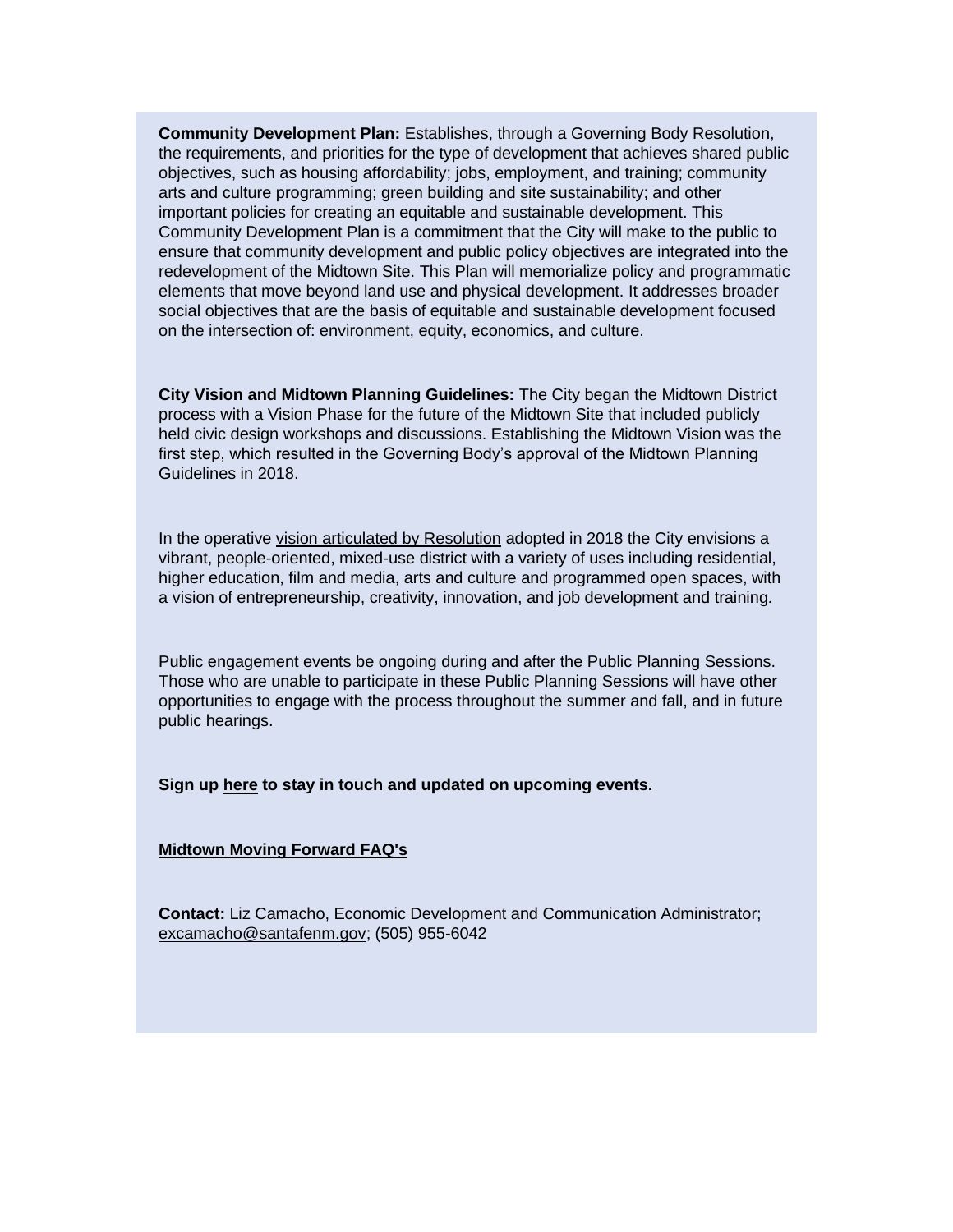**Community Development Plan:** Establishes, through a Governing Body Resolution, the requirements, and priorities for the type of development that achieves shared public objectives, such as housing affordability; jobs, employment, and training; community arts and culture programming; green building and site sustainability; and other important policies for creating an equitable and sustainable development. This Community Development Plan is a commitment that the City will make to the public to ensure that community development and public policy objectives are integrated into the redevelopment of the Midtown Site. This Plan will memorialize policy and programmatic elements that move beyond land use and physical development. It addresses broader social objectives that are the basis of equitable and sustainable development focused on the intersection of: environment, equity, economics, and culture.

**City Vision and Midtown Planning Guidelines:** The City began the Midtown District process with a Vision Phase for the future of the Midtown Site that included publicly held civic design workshops and discussions. Establishing the Midtown Vision was the first step, which resulted in the Governing Body's approval of the Midtown Planning Guidelines in 2018.

In the operative vision articulated by Resolution adopted in 2018 the City envisions a vibrant, people-oriented, mixed-use district with a variety of uses including residential, higher education, film and media, arts and culture and programmed open spaces, with a vision of entrepreneurship, creativity, innovation, and job development and training.

Public engagement events be ongoing during and after the Public Planning Sessions. Those who are unable to participate in these Public Planning Sessions will have other opportunities to engage with the process throughout the summer and fall, and in future public hearings.

**Sign up here to stay in touch and updated on upcoming events.**

**Midtown Moving Forward FAQ's**

**Contact:** Liz Camacho, Economic Development and Communication Administrator; excamacho@santafenm.gov; (505) 955-6042